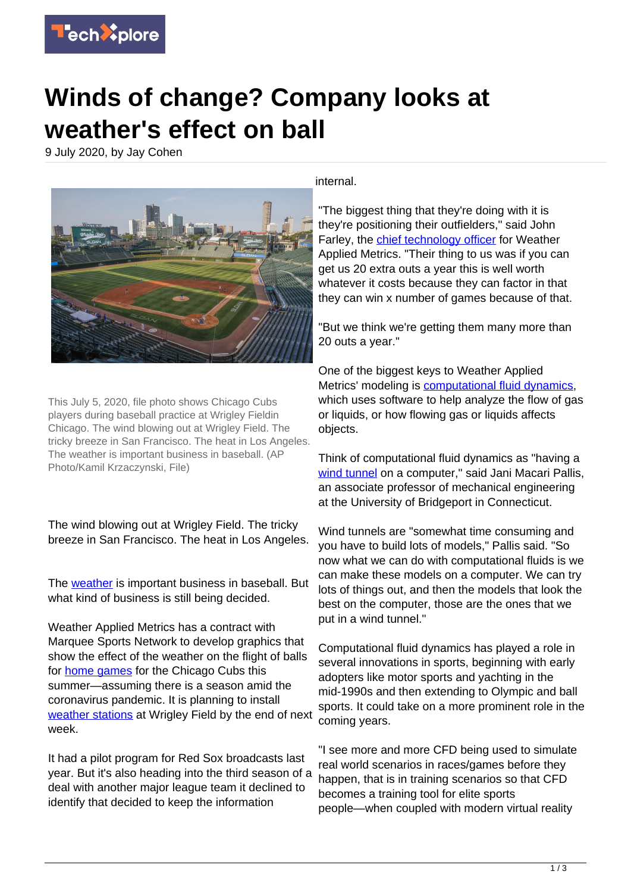# Winds of change? Company looks at weather's effect on ball

9 July 2020, by Jay Cohen

This July 5, 2020, file photo shows Chicago Cubs players during baseball practice at Wrigley Fieldin Chicago. The wind blowing out at Wrigley Field. The tricky breeze in San Francisco. The heat in Los Angeles. The weather is important business in baseball. (AP Photo/Kamil Krzaczynski, File)

The wind blowing out at Wrigley Field. The tricky breeze in San Francisco. The heat in Los Angeles.

The weather is important business in baseball. But what kind of business is still being decided.

Weather Applied Metrics has a contract with Marquee Sports Network to develop graphics that show the effect of the weather on the flight of balls for home games for the Chicago Cubs this summer—assuming there is a season amid the coronavirus pandemic. It is planning to install weather stations at Wrigley Field by the end of next week.

It had a pilot program for Red Sox broadcasts last year. But it's also heading into the third season of a deal with another major league team it declined to identify that decided to keep the information internal.

"The biggest thing that they're doing with it is they're positioning their outfielders," said John Farley, the chief technology officer for Weather Applied Metrics. "Their thing to us was if you can get us 20 extra outs a year this is well worth whatever it costs because they can factor in that they can win x number of games because of that.

"But we think we're getting them many more than 20 outs a year."

One of the biggest keys to Weather Applied Metrics' modeling is computational fluid dynamics, which uses software to help analyze the flow of gas or liquids, or how flowing gas or liquids affects objects.

Think of computational fluid dynamics as "having a wind tunnel on a computer," said Jani Macari Pallis, an associate professor of mechanical engineering at the University of Bridgeport in Connecticut.

Wind tunnels are "somewhat time consuming and you have to build lots of models," Pallis said. "So now what we can do with computational fluids is we can make these models on a computer. We can try lots of things out, and then the models that look the best on the computer, those are the ones that we put in a wind tunnel."

Computational fluid dynamics has played a role in several innovations in sports, beginning with early adopters like motor sports and yachting in the mid-1990s and then extending to Olympic and ball sports. It could take on a more prominent role in the coming years.

"I see more and more CFD being used to simulate real world scenarios in races/games before they happen, that is in training scenarios so that CFD becomes a training tool for elite sports people—when coupled with modern virtual reality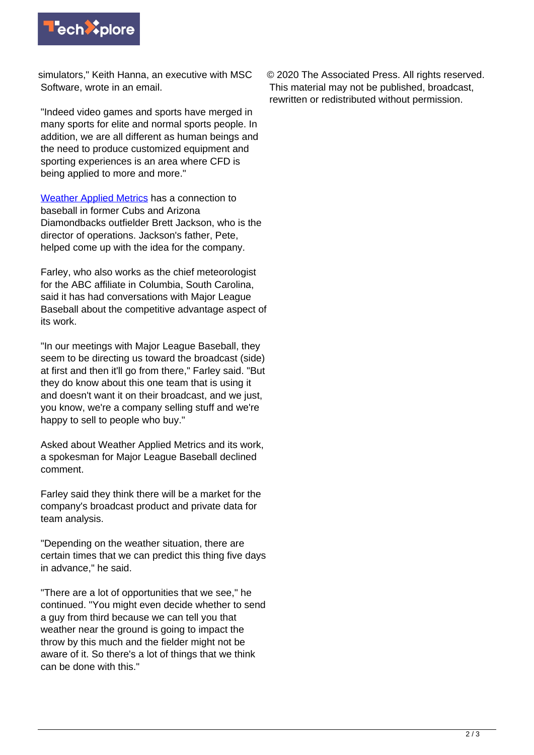simulators," Keith Hanna, an executive with MSC Software, wrote in an email.

"Indeed video games and sports have merged in many sports for elite and normal sports people. In addition, we are all different as human beings and the need to produce customized equipment and sporting experiences is an area where CFD is being applied to more and more."

[Weather Applied Metrics] has a connection to baseball in former Cubs and Arizona Diamondbacks outfielder Brett Jackson, who is the director of operations. Jackson's father, Pete, helped come up with the idea for the company.

Farley, who also works as the chief meteorologist for the ABC affiliate in Columbia, South Carolina, said it has had conversations with Major League Baseball about the competitive advantage aspect of its work.

"In our meetings with Major League Baseball, they seem to be directing us toward the broadcast (side) at first and then it'll go from there," Farley said. "But they do know about this one team that is using it and doesn't want it on their broadcast, and we just, you know, we're a company selling stuff and we're happy to sell to people who buy."

Asked about Weather Applied Metrics and its work, a spokesman for Major League Baseball declined comment.

Farley said they think there will be a market for the company's broadcast product and private data for team analysis.

"Depending on the weather situation, there are certain times that we can predict this thing five days in advance," he said.

"There are a lot of opportunities that we see," he continued. "You might even decide whether to send a guy from third because we can tell you that weather near the ground is going to impact the throw by this much and the fielder might not be aware of it. So there's a lot of things that we think can be done with this."

© 2020 The Associated Press. All rights reserved. This material may not be published, broadcast, rewritten or redistributed without permission.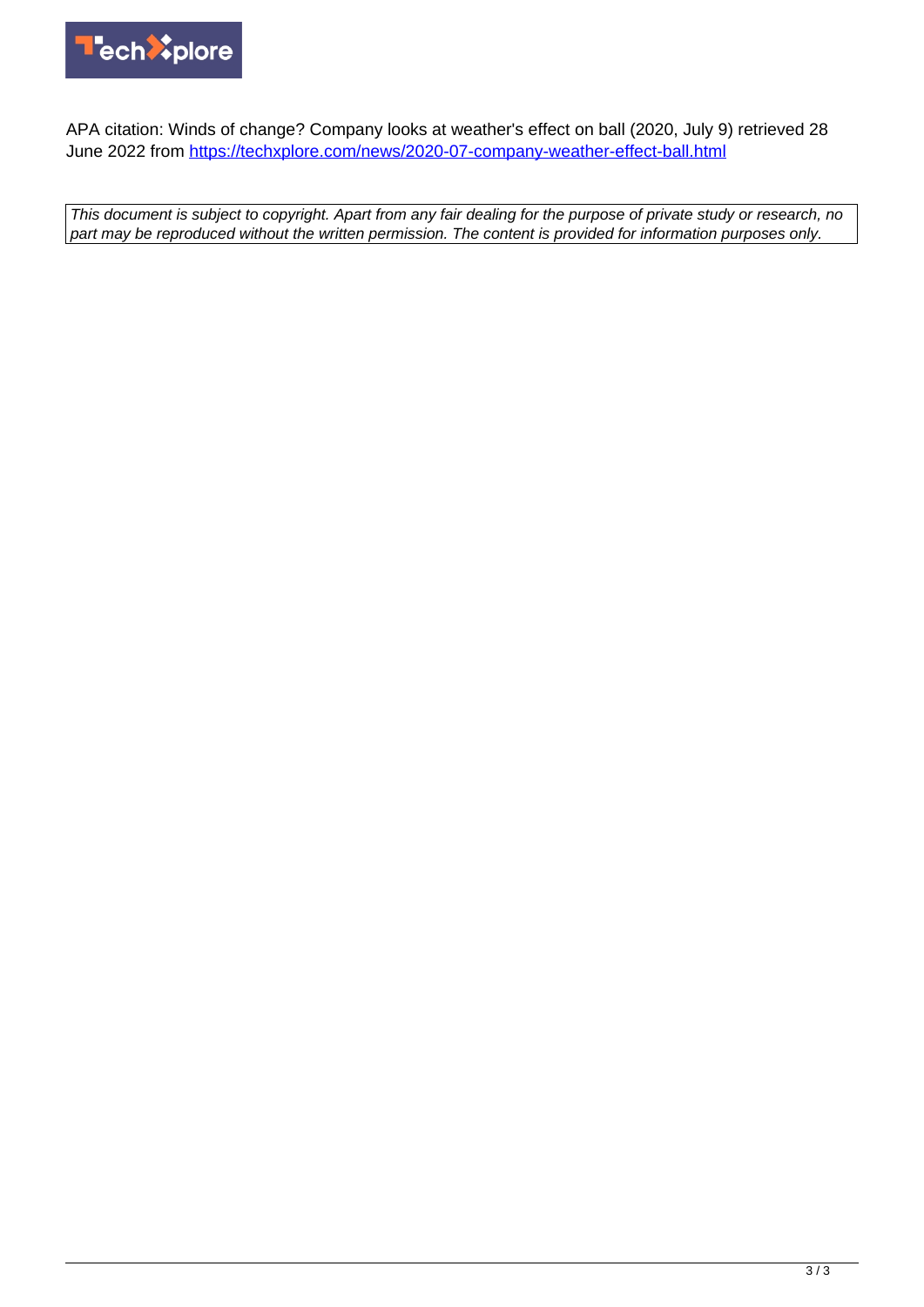APA citation: Winds of change? Company looks at weather's effect on ball (2020, July 9) retrieved 28 June 2022 from https://techxplore.com/news/2020-07-company-weather-effect-ball.html

*This document is subject to copyright. Apart from any fair dealing for the purpose of private study or research, no part may be reproduced without the written permission. The content is provided for information purposes only.*